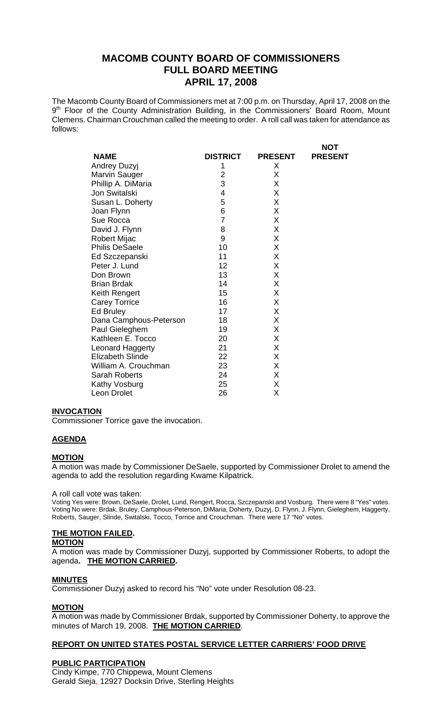# MACOMB COUNTY BOARD OF COMMISSIONERS FULL BOARD MEETING APRIL 17, 2008

The Macomb County Board of Commissioners met at 7:00 p.m. on Thursday, April 17, 2008 on the 9th Floor of the County Administration Building, in the Commissioners' Board Room, Mount Clemens. Chairman Crouchman called the meeting to order. A roll call was taken for attendance as follows:

| NAME | DISTRICT | PRESENT | NOT PRESENT |
|---|---|---|---|
| Andrey Duzyj | 1 | X | |
| Marvin Sauger | 2 | X | |
| Phillip A. DiMaria | 3 | X | |
| Jon Switalski | 4 | X | |
| Susan L. Doherty | 5 | X | |
| Joan Flynn | 6 | X | |
| Sue Rocca | 7 | X | |
| David J. Flynn | 8 | X | |
| Robert Mijac | 9 | X | |
| Philis DeSaele | 10 | X | |
| Ed Szczepanski | 11 | X | |
| Peter J. Lund | 12 | X | |
| Don Brown | 13 | X | |
| Brian Brdak | 14 | X | |
| Keith Rengert | 15 | X | |
| Carey Torrice | 16 | X | |
| Ed Bruley | 17 | X | |
| Dana Camphous-Peterson | 18 | X | |
| Paul Gieleghem | 19 | X | |
| Kathleen E. Tocco | 20 | X | |
| Leonard Haggerty | 21 | X | |
| Elizabeth Slinde | 22 | X | |
| William A. Crouchman | 23 | X | |
| Sarah Roberts | 24 | X | |
| Kathy Vosburg | 25 | X | |
| Leon Drolet | 26 | X | |

## INVOCATION

Commissioner Torrice gave the invocation.

## AGENDA

## MOTION

A motion was made by Commissioner DeSaele, supported by Commissioner Drolet to amend the agenda to add the resolution regarding Kwame Kilpatrick.

A roll call vote was taken:

Voting Yes were: Brown, DeSaele, Drolet, Lund, Rengert, Rocca, Szczepanski and Vosburg. There were 8 "Yes" votes. Voting No were: Brdak, Bruley, Camphous-Peterson, DiMaria, Doherty, Duzyj, D. Flynn, J. Flynn, Gieleghem, Haggerty, Roberts, Sauger, Slinde, Switalski, Tocco, Torrice and Crouchman. There were 17 "No" votes.

## THE MOTION FAILED.

## MOTION

A motion was made by Commissioner Duzyj, supported by Commissioner Roberts, to adopt the agenda. **THE MOTION CARRIED.**

## MINUTES

Commissioner Duzyj asked to record his "No" vote under Resolution 08-23.

## MOTION

A motion was made by Commissioner Brdak, supported by Commissioner Doherty, to approve the minutes of March 19, 2008. **THE MOTION CARRIED**.

## REPORT ON UNITED STATES POSTAL SERVICE LETTER CARRIERS' FOOD DRIVE

## PUBLIC PARTICIPATION

Cindy Kimpe, 770 Chippewa, Mount Clemens
Gerald Sieja, 12927 Docksin Drive, Sterling Heights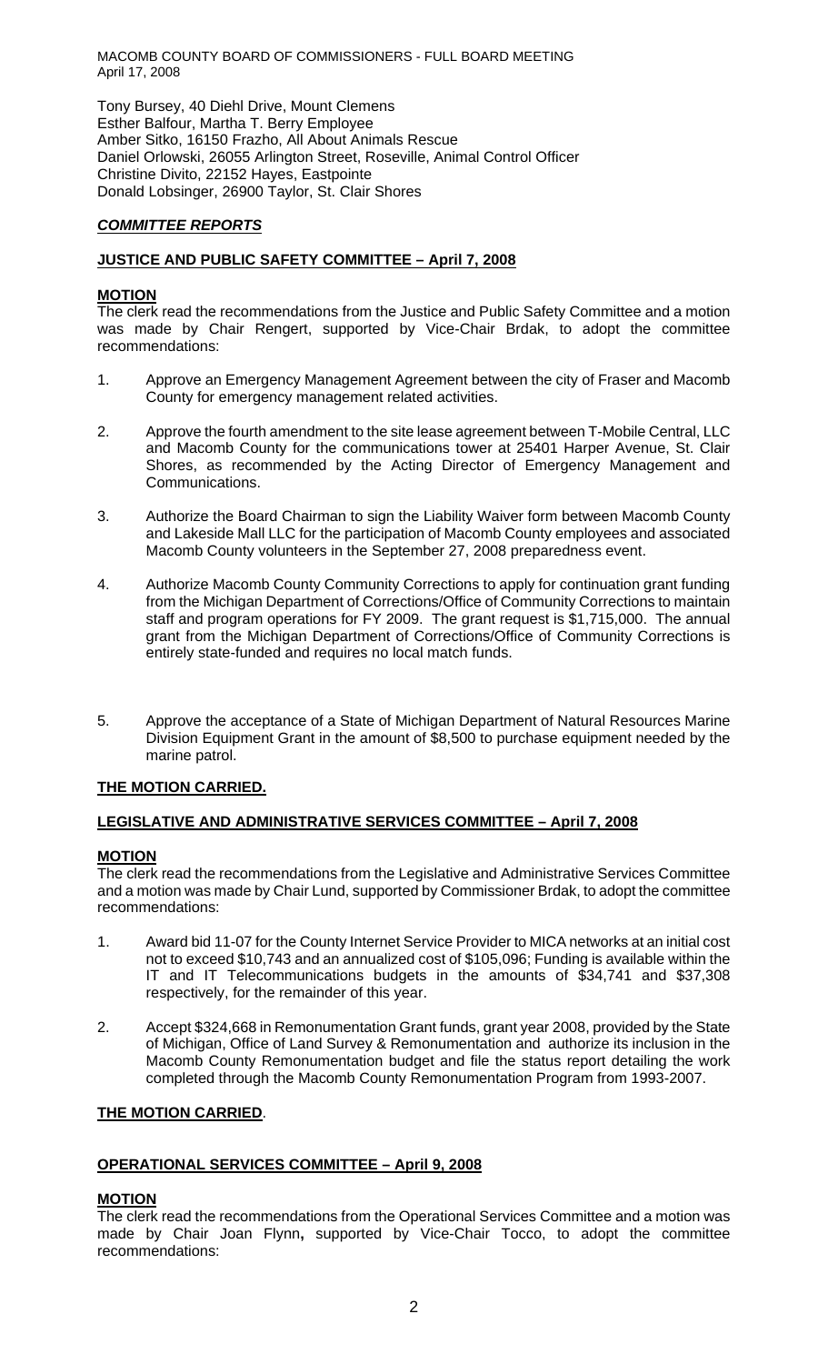Tony Bursey, 40 Diehl Drive, Mount Clemens
Esther Balfour, Martha T. Berry Employee
Amber Sitko, 16150 Frazho, All About Animals Rescue
Daniel Orlowski, 26055 Arlington Street, Roseville, Animal Control Officer
Christine Divito, 22152 Hayes, Eastpointe
Donald Lobsinger, 26900 Taylor, St. Clair Shores

## ***COMMITTEE REPORTS***

### **JUSTICE AND PUBLIC SAFETY COMMITTEE – April 7, 2008**

**MOTION**
The clerk read the recommendations from the Justice and Public Safety Committee and a motion was made by Chair Rengert, supported by Vice-Chair Brdak, to adopt the committee recommendations:

1. Approve an Emergency Management Agreement between the city of Fraser and Macomb County for emergency management related activities.

2. Approve the fourth amendment to the site lease agreement between T-Mobile Central, LLC and Macomb County for the communications tower at 25401 Harper Avenue, St. Clair Shores, as recommended by the Acting Director of Emergency Management and Communications.

3. Authorize the Board Chairman to sign the Liability Waiver form between Macomb County and Lakeside Mall LLC for the participation of Macomb County employees and associated Macomb County volunteers in the September 27, 2008 preparedness event.

4. Authorize Macomb County Community Corrections to apply for continuation grant funding from the Michigan Department of Corrections/Office of Community Corrections to maintain staff and program operations for FY 2009. The grant request is $1,715,000. The annual grant from the Michigan Department of Corrections/Office of Community Corrections is entirely state-funded and requires no local match funds.

5. Approve the acceptance of a State of Michigan Department of Natural Resources Marine Division Equipment Grant in the amount of $8,500 to purchase equipment needed by the marine patrol.

**THE MOTION CARRIED.**

### **LEGISLATIVE AND ADMINISTRATIVE SERVICES COMMITTEE – April 7, 2008**

**MOTION**
The clerk read the recommendations from the Legislative and Administrative Services Committee and a motion was made by Chair Lund, supported by Commissioner Brdak, to adopt the committee recommendations:

1. Award bid 11-07 for the County Internet Service Provider to MICA networks at an initial cost not to exceed $10,743 and an annualized cost of $105,096; Funding is available within the IT and IT Telecommunications budgets in the amounts of $34,741 and $37,308 respectively, for the remainder of this year.

2. Accept $324,668 in Remonumentation Grant funds, grant year 2008, provided by the State of Michigan, Office of Land Survey & Remonumentation and authorize its inclusion in the Macomb County Remonumentation budget and file the status report detailing the work completed through the Macomb County Remonumentation Program from 1993-2007.

**THE MOTION CARRIED**.

### **OPERATIONAL SERVICES COMMITTEE – April 9, 2008**

**MOTION**
The clerk read the recommendations from the Operational Services Committee and a motion was made by Chair Joan Flynn**,** supported by Vice-Chair Tocco, to adopt the committee recommendations: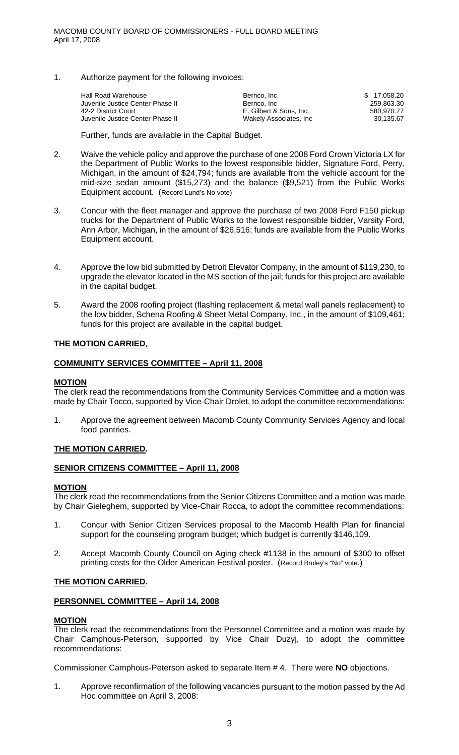1. Authorize payment for the following invoices:

| | | |
|---|---|---|
| Hall Road Warehouse | Bernco, Inc. | $ 17,058.20 |
| Juvenile Justice Center-Phase II | Bernco, Inc | 259,863.30 |
| 42-2 District Court | E. Gilbert & Sons, Inc. | 580,970.77 |
| Juvenile Justice Center-Phase II | Wakely Associates, Inc | 30,135.67 |

Further, funds are available in the Capital Budget.

2. Waive the vehicle policy and approve the purchase of one 2008 Ford Crown Victoria LX for the Department of Public Works to the lowest responsible bidder, Signature Ford, Perry, Michigan, in the amount of $24,794; funds are available from the vehicle account for the mid-size sedan amount ($15,273) and the balance ($9,521) from the Public Works Equipment account. (Record Lund's No vote)

3. Concur with the fleet manager and approve the purchase of two 2008 Ford F150 pickup trucks for the Department of Public Works to the lowest responsible bidder, Varsity Ford, Ann Arbor, Michigan, in the amount of $26,516; funds are available from the Public Works Equipment account.

4. Approve the low bid submitted by Detroit Elevator Company, in the amount of $119,230, to upgrade the elevator located in the MS section of the jail; funds for this project are available in the capital budget.

5. Award the 2008 roofing project (flashing replacement & metal wall panels replacement) to the low bidder, Schena Roofing & Sheet Metal Company, Inc., in the amount of $109,461; funds for this project are available in the capital budget.

**THE MOTION CARRIED.**

**COMMUNITY SERVICES COMMITTEE – April 11, 2008**

**MOTION**

The clerk read the recommendations from the Community Services Committee and a motion was made by Chair Tocco, supported by Vice-Chair Drolet, to adopt the committee recommendations:

1. Approve the agreement between Macomb County Community Services Agency and local food pantries.

**THE MOTION CARRIED.**

**SENIOR CITIZENS COMMITTEE – April 11, 2008**

**MOTION**

The clerk read the recommendations from the Senior Citizens Committee and a motion was made by Chair Gieleghem, supported by Vice-Chair Rocca, to adopt the committee recommendations:

1. Concur with Senior Citizen Services proposal to the Macomb Health Plan for financial support for the counseling program budget; which budget is currently $146,109.

2. Accept Macomb County Council on Aging check #1138 in the amount of $300 to offset printing costs for the Older American Festival poster. (Record Bruley's "No" vote.)

**THE MOTION CARRIED.**

**PERSONNEL COMMITTEE – April 14, 2008**

**MOTION**

The clerk read the recommendations from the Personnel Committee and a motion was made by Chair Camphous-Peterson, supported by Vice Chair Duzyj, to adopt the committee recommendations:

Commissioner Camphous-Peterson asked to separate Item # 4. There were **NO** objections.

1. Approve reconfirmation of the following vacancies pursuant to the motion passed by the Ad Hoc committee on April 3, 2008: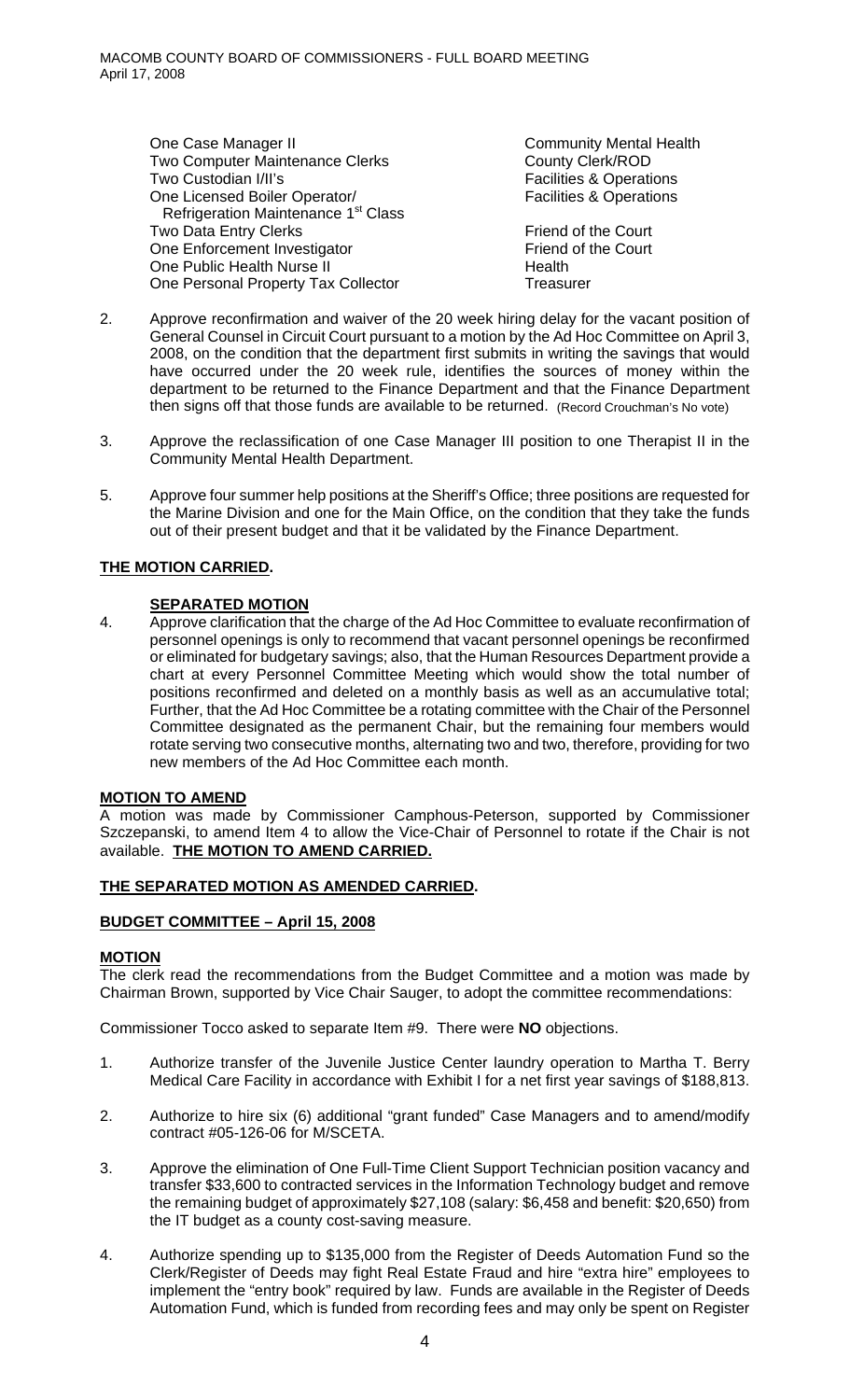| | |
|---|---|
| One Case Manager II | Community Mental Health |
| Two Computer Maintenance Clerks | County Clerk/ROD |
| Two Custodian I/II's | Facilities & Operations |
| One Licensed Boiler Operator/ Refrigeration Maintenance 1st Class | Facilities & Operations |
| Two Data Entry Clerks | Friend of the Court |
| One Enforcement Investigator | Friend of the Court |
| One Public Health Nurse II | Health |
| One Personal Property Tax Collector | Treasurer |

2. Approve reconfirmation and waiver of the 20 week hiring delay for the vacant position of General Counsel in Circuit Court pursuant to a motion by the Ad Hoc Committee on April 3, 2008, on the condition that the department first submits in writing the savings that would have occurred under the 20 week rule, identifies the sources of money within the department to be returned to the Finance Department and that the Finance Department then signs off that those funds are available to be returned. (Record Crouchman's No vote)

3. Approve the reclassification of one Case Manager III position to one Therapist II in the Community Mental Health Department.

5. Approve four summer help positions at the Sheriff's Office; three positions are requested for the Marine Division and one for the Main Office, on the condition that they take the funds out of their present budget and that it be validated by the Finance Department.

**THE MOTION CARRIED.**

**SEPARATED MOTION**

4. Approve clarification that the charge of the Ad Hoc Committee to evaluate reconfirmation of personnel openings is only to recommend that vacant personnel openings be reconfirmed or eliminated for budgetary savings; also, that the Human Resources Department provide a chart at every Personnel Committee Meeting which would show the total number of positions reconfirmed and deleted on a monthly basis as well as an accumulative total; Further, that the Ad Hoc Committee be a rotating committee with the Chair of the Personnel Committee designated as the permanent Chair, but the remaining four members would rotate serving two consecutive months, alternating two and two, therefore, providing for two new members of the Ad Hoc Committee each month.

**MOTION TO AMEND**

A motion was made by Commissioner Camphous-Peterson, supported by Commissioner Szczepanski, to amend Item 4 to allow the Vice-Chair of Personnel to rotate if the Chair is not available. **THE MOTION TO AMEND CARRIED.**

**THE SEPARATED MOTION AS AMENDED CARRIED.**

**BUDGET COMMITTEE – April 15, 2008**

**MOTION**

The clerk read the recommendations from the Budget Committee and a motion was made by Chairman Brown, supported by Vice Chair Sauger, to adopt the committee recommendations:

Commissioner Tocco asked to separate Item #9. There were **NO** objections.

1. Authorize transfer of the Juvenile Justice Center laundry operation to Martha T. Berry Medical Care Facility in accordance with Exhibit I for a net first year savings of $188,813.

2. Authorize to hire six (6) additional "grant funded" Case Managers and to amend/modify contract #05-126-06 for M/SCETA.

3. Approve the elimination of One Full-Time Client Support Technician position vacancy and transfer $33,600 to contracted services in the Information Technology budget and remove the remaining budget of approximately $27,108 (salary: $6,458 and benefit: $20,650) from the IT budget as a county cost-saving measure.

4. Authorize spending up to $135,000 from the Register of Deeds Automation Fund so the Clerk/Register of Deeds may fight Real Estate Fraud and hire "extra hire" employees to implement the "entry book" required by law. Funds are available in the Register of Deeds Automation Fund, which is funded from recording fees and may only be spent on Register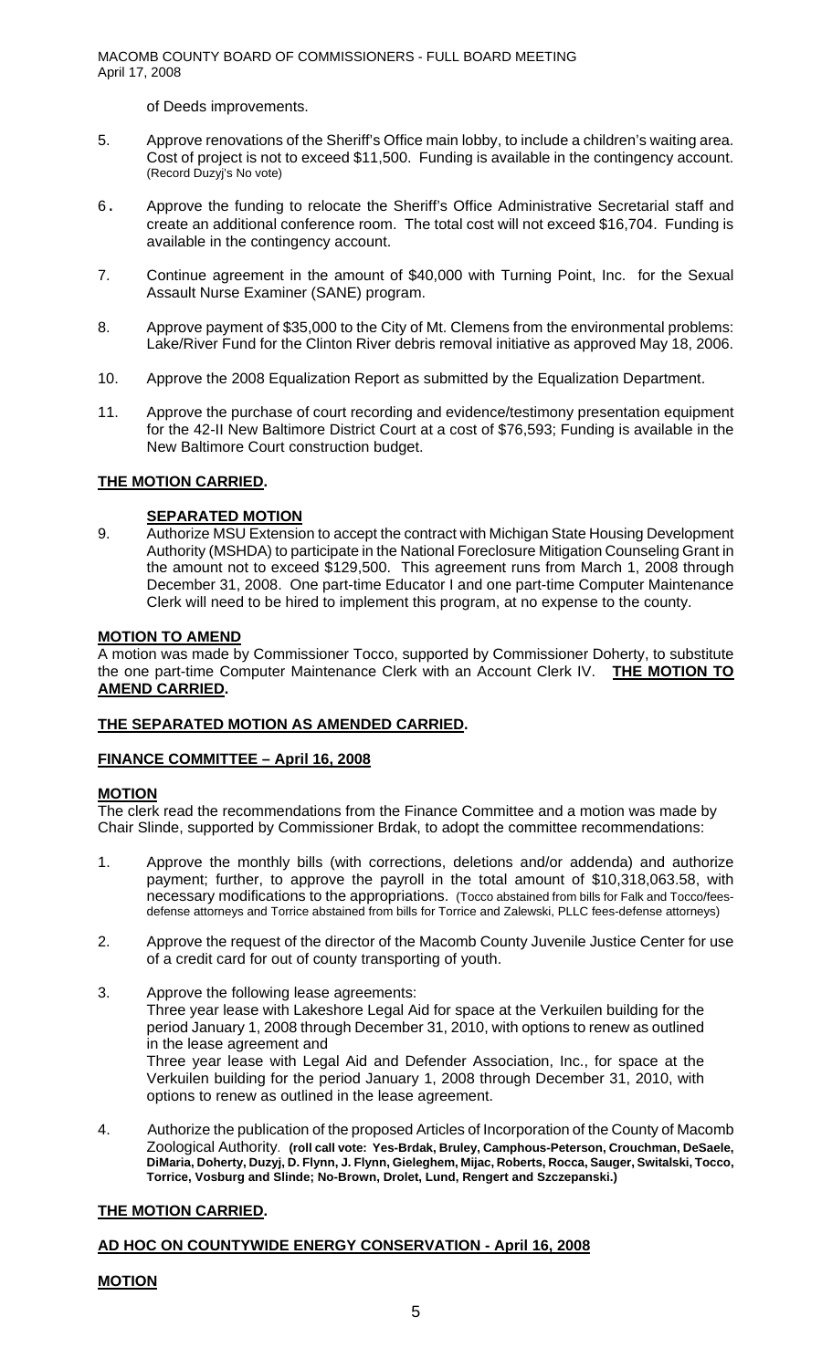of Deeds improvements.

5. Approve renovations of the Sheriff's Office main lobby, to include a children's waiting area. Cost of project is not to exceed $11,500. Funding is available in the contingency account. (Record Duzyj's No vote)

6. Approve the funding to relocate the Sheriff's Office Administrative Secretarial staff and create an additional conference room. The total cost will not exceed $16,704. Funding is available in the contingency account.

7. Continue agreement in the amount of $40,000 with Turning Point, Inc. for the Sexual Assault Nurse Examiner (SANE) program.

8. Approve payment of $35,000 to the City of Mt. Clemens from the environmental problems: Lake/River Fund for the Clinton River debris removal initiative as approved May 18, 2006.

10. Approve the 2008 Equalization Report as submitted by the Equalization Department.

11. Approve the purchase of court recording and evidence/testimony presentation equipment for the 42-II New Baltimore District Court at a cost of $76,593; Funding is available in the New Baltimore Court construction budget.

**THE MOTION CARRIED.**

**SEPARATED MOTION**

9. Authorize MSU Extension to accept the contract with Michigan State Housing Development Authority (MSHDA) to participate in the National Foreclosure Mitigation Counseling Grant in the amount not to exceed $129,500. This agreement runs from March 1, 2008 through December 31, 2008. One part-time Educator I and one part-time Computer Maintenance Clerk will need to be hired to implement this program, at no expense to the county.

**MOTION TO AMEND**

A motion was made by Commissioner Tocco, supported by Commissioner Doherty, to substitute the one part-time Computer Maintenance Clerk with an Account Clerk IV. **THE MOTION TO AMEND CARRIED.**

**THE SEPARATED MOTION AS AMENDED CARRIED.**

**FINANCE COMMITTEE – April 16, 2008**

**MOTION**

The clerk read the recommendations from the Finance Committee and a motion was made by Chair Slinde, supported by Commissioner Brdak, to adopt the committee recommendations:

1. Approve the monthly bills (with corrections, deletions and/or addenda) and authorize payment; further, to approve the payroll in the total amount of $10,318,063.58, with necessary modifications to the appropriations. (Tocco abstained from bills for Falk and Tocco/fees-defense attorneys and Torrice abstained from bills for Torrice and Zalewski, PLLC fees-defense attorneys)

2. Approve the request of the director of the Macomb County Juvenile Justice Center for use of a credit card for out of county transporting of youth.

3. Approve the following lease agreements:
   Three year lease with Lakeshore Legal Aid for space at the Verkuilen building for the period January 1, 2008 through December 31, 2010, with options to renew as outlined in the lease agreement and
   Three year lease with Legal Aid and Defender Association, Inc., for space at the Verkuilen building for the period January 1, 2008 through December 31, 2010, with options to renew as outlined in the lease agreement.

4. Authorize the publication of the proposed Articles of Incorporation of the County of Macomb Zoological Authority. **(roll call vote: Yes-Brdak, Bruley, Camphous-Peterson, Crouchman, DeSaele, DiMaria, Doherty, Duzyj, D. Flynn, J. Flynn, Gieleghem, Mijac, Roberts, Rocca, Sauger, Switalski, Tocco, Torrice, Vosburg and Slinde; No-Brown, Drolet, Lund, Rengert and Szczepanski.)**

**THE MOTION CARRIED.**

**AD HOC ON COUNTYWIDE ENERGY CONSERVATION - April 16, 2008**

**MOTION**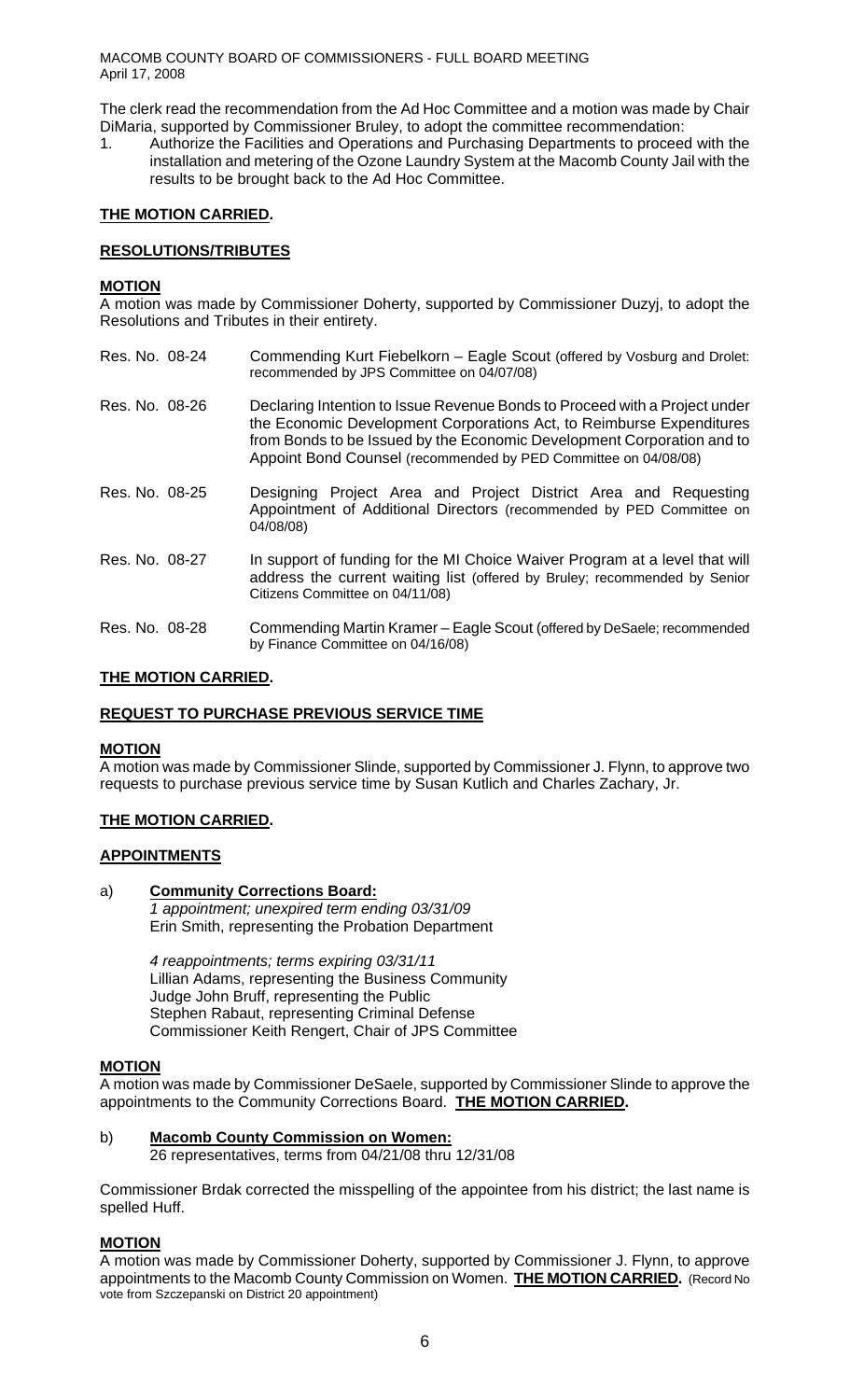The clerk read the recommendation from the Ad Hoc Committee and a motion was made by Chair DiMaria, supported by Commissioner Bruley, to adopt the committee recommendation:

1. Authorize the Facilities and Operations and Purchasing Departments to proceed with the installation and metering of the Ozone Laundry System at the Macomb County Jail with the results to be brought back to the Ad Hoc Committee.

**THE MOTION CARRIED.**

**RESOLUTIONS/TRIBUTES**

**MOTION**

A motion was made by Commissioner Doherty, supported by Commissioner Duzyj, to adopt the Resolutions and Tributes in their entirety.

| | |
|---|---|
| Res. No. 08-24 | Commending Kurt Fiebelkorn – Eagle Scout (offered by Vosburg and Drolet: recommended by JPS Committee on 04/07/08) |
| Res. No. 08-26 | Declaring Intention to Issue Revenue Bonds to Proceed with a Project under the Economic Development Corporations Act, to Reimburse Expenditures from Bonds to be Issued by the Economic Development Corporation and to Appoint Bond Counsel (recommended by PED Committee on 04/08/08) |
| Res. No. 08-25 | Designing Project Area and Project District Area and Requesting Appointment of Additional Directors (recommended by PED Committee on 04/08/08) |
| Res. No. 08-27 | In support of funding for the MI Choice Waiver Program at a level that will address the current waiting list (offered by Bruley; recommended by Senior Citizens Committee on 04/11/08) |
| Res. No. 08-28 | Commending Martin Kramer – Eagle Scout (offered by DeSaele; recommended by Finance Committee on 04/16/08) |

**THE MOTION CARRIED.**

**REQUEST TO PURCHASE PREVIOUS SERVICE TIME**

**MOTION**

A motion was made by Commissioner Slinde, supported by Commissioner J. Flynn, to approve two requests to purchase previous service time by Susan Kutlich and Charles Zachary, Jr.

**THE MOTION CARRIED.**

**APPOINTMENTS**

a) **Community Corrections Board:**
*1 appointment; unexpired term ending 03/31/09*
Erin Smith, representing the Probation Department

*4 reappointments; terms expiring 03/31/11*
Lillian Adams, representing the Business Community
Judge John Bruff, representing the Public
Stephen Rabaut, representing Criminal Defense
Commissioner Keith Rengert, Chair of JPS Committee

**MOTION**

A motion was made by Commissioner DeSaele, supported by Commissioner Slinde to approve the appointments to the Community Corrections Board. **THE MOTION CARRIED.**

b) **Macomb County Commission on Women:**
26 representatives, terms from 04/21/08 thru 12/31/08

Commissioner Brdak corrected the misspelling of the appointee from his district; the last name is spelled Huff.

**MOTION**

A motion was made by Commissioner Doherty, supported by Commissioner J. Flynn, to approve appointments to the Macomb County Commission on Women. **THE MOTION CARRIED.** (Record No vote from Szczepanski on District 20 appointment)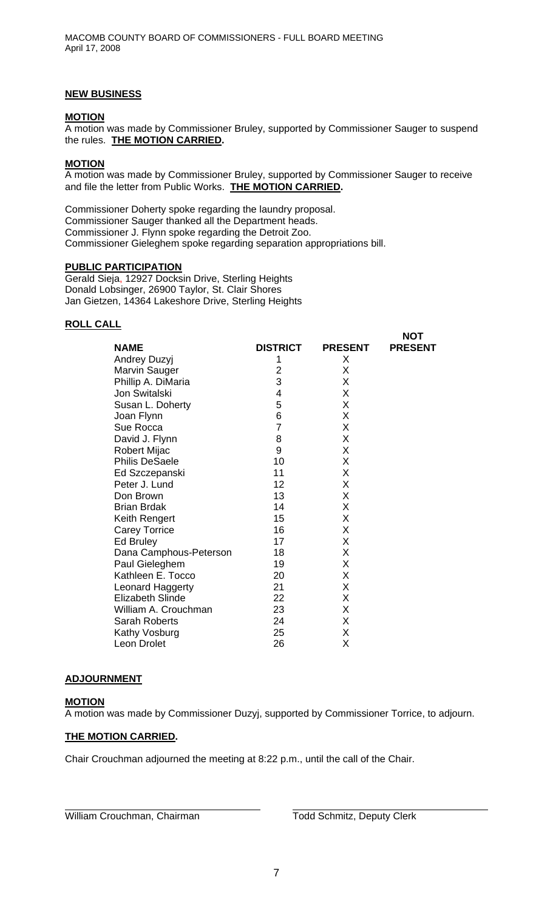## NEW BUSINESS

### MOTION

A motion was made by Commissioner Bruley, supported by Commissioner Sauger to suspend the rules. **THE MOTION CARRIED.**

### MOTION

A motion was made by Commissioner Bruley, supported by Commissioner Sauger to receive and file the letter from Public Works. **THE MOTION CARRIED.**

Commissioner Doherty spoke regarding the laundry proposal.
Commissioner Sauger thanked all the Department heads.
Commissioner J. Flynn spoke regarding the Detroit Zoo.
Commissioner Gieleghem spoke regarding separation appropriations bill.

## PUBLIC PARTICIPATION

Gerald Sieja, 12927 Docksin Drive, Sterling Heights
Donald Lobsinger, 26900 Taylor, St. Clair Shores
Jan Gietzen, 14364 Lakeshore Drive, Sterling Heights

## ROLL CALL

| NAME | DISTRICT | PRESENT | NOT PRESENT |
|---|---|---|---|
| Andrey Duzyj | 1 | X | |
| Marvin Sauger | 2 | X | |
| Phillip A. DiMaria | 3 | X | |
| Jon Switalski | 4 | X | |
| Susan L. Doherty | 5 | X | |
| Joan Flynn | 6 | X | |
| Sue Rocca | 7 | X | |
| David J. Flynn | 8 | X | |
| Robert Mijac | 9 | X | |
| Philis DeSaele | 10 | X | |
| Ed Szczepanski | 11 | X | |
| Peter J. Lund | 12 | X | |
| Don Brown | 13 | X | |
| Brian Brdak | 14 | X | |
| Keith Rengert | 15 | X | |
| Carey Torrice | 16 | X | |
| Ed Bruley | 17 | X | |
| Dana Camphous-Peterson | 18 | X | |
| Paul Gieleghem | 19 | X | |
| Kathleen E. Tocco | 20 | X | |
| Leonard Haggerty | 21 | X | |
| Elizabeth Slinde | 22 | X | |
| William A. Crouchman | 23 | X | |
| Sarah Roberts | 24 | X | |
| Kathy Vosburg | 25 | X | |
| Leon Drolet | 26 | X | |

## ADJOURNMENT

### MOTION

A motion was made by Commissioner Duzyj, supported by Commissioner Torrice, to adjourn.

**THE MOTION CARRIED.**

Chair Crouchman adjourned the meeting at 8:22 p.m., until the call of the Chair.

William Crouchman, Chairman

Todd Schmitz, Deputy Clerk